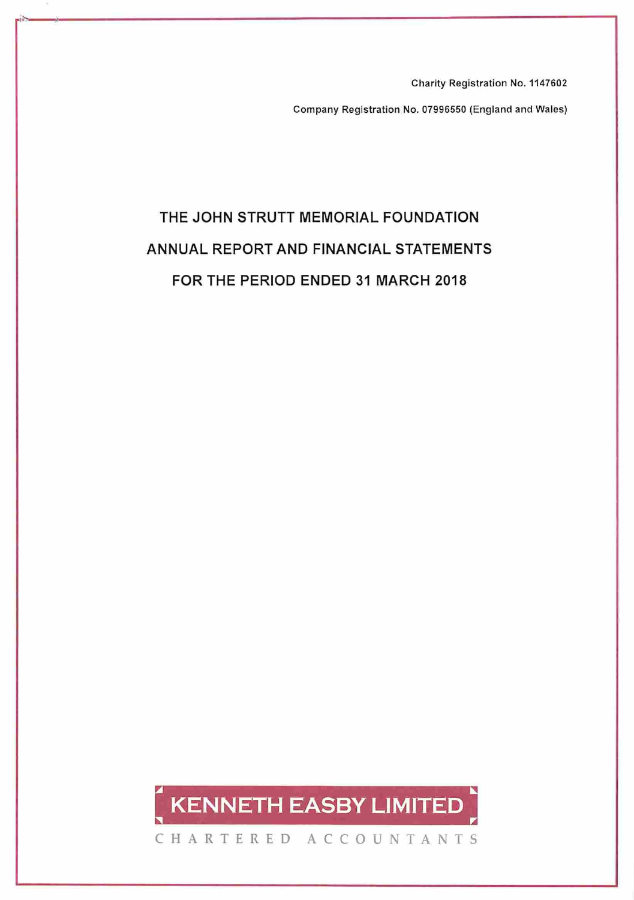Charity Registration No. 1147602

Company Registration No. 07996550 (England and Wales)

# THE JOHN STRUTT MEMORIAL FOUNDATION

# ANNUAL REPORT AND FINANCIAL STATEMENTS

# FOR THE PERIOD ENDED 31 MARCH 2018

KENNETH EASBY LIMITED

CHARTERED ACCOUNTANTS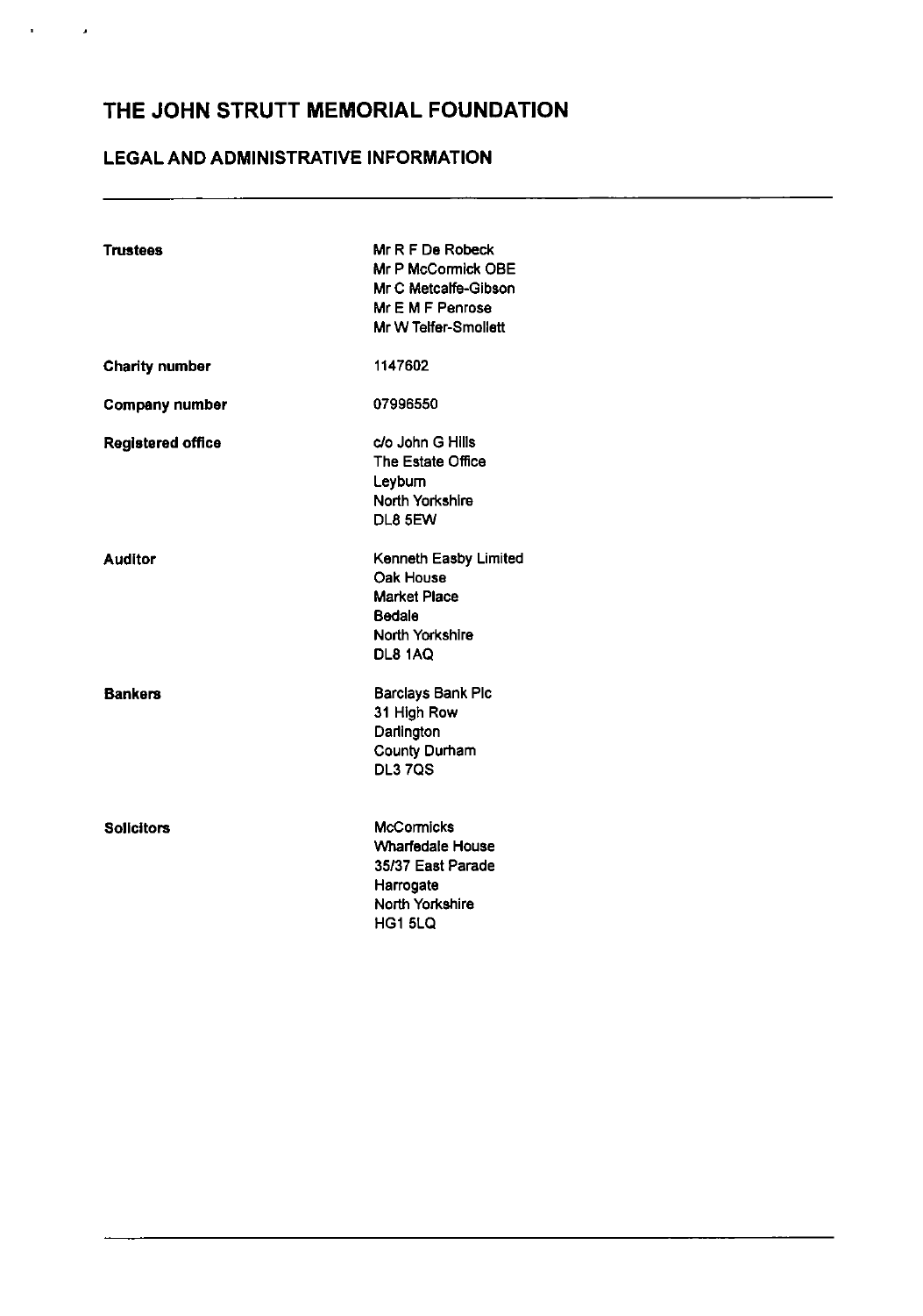# THE JOHN STRUTT MEMORIAL FOUNDATION

## LEGAL AND ADMINISTRATIVE INFORMATION

| | |
|---|---|
| **Trustees** | Mr R F De Robeck<br>Mr P McCormick OBE<br>Mr C Metcalfe-Gibson<br>Mr E M F Penrose<br>Mr W Telfer-Smollett |
| **Charity number** | 1147602 |
| **Company number** | 07996550 |
| **Registered office** | c/o John G Hills<br>The Estate Office<br>Leyburn<br>North Yorkshire<br>DL8 5EW |
| **Auditor** | Kenneth Easby Limited<br>Oak House<br>Market Place<br>Bedale<br>North Yorkshire<br>DL8 1AQ |
| **Bankers** | Barclays Bank Plc<br>31 High Row<br>Darlington<br>County Durham<br>DL3 7QS |
| **Solicitors** | McCormicks<br>Wharfedale House<br>35/37 East Parade<br>Harrogate<br>North Yorkshire<br>HG1 5LQ |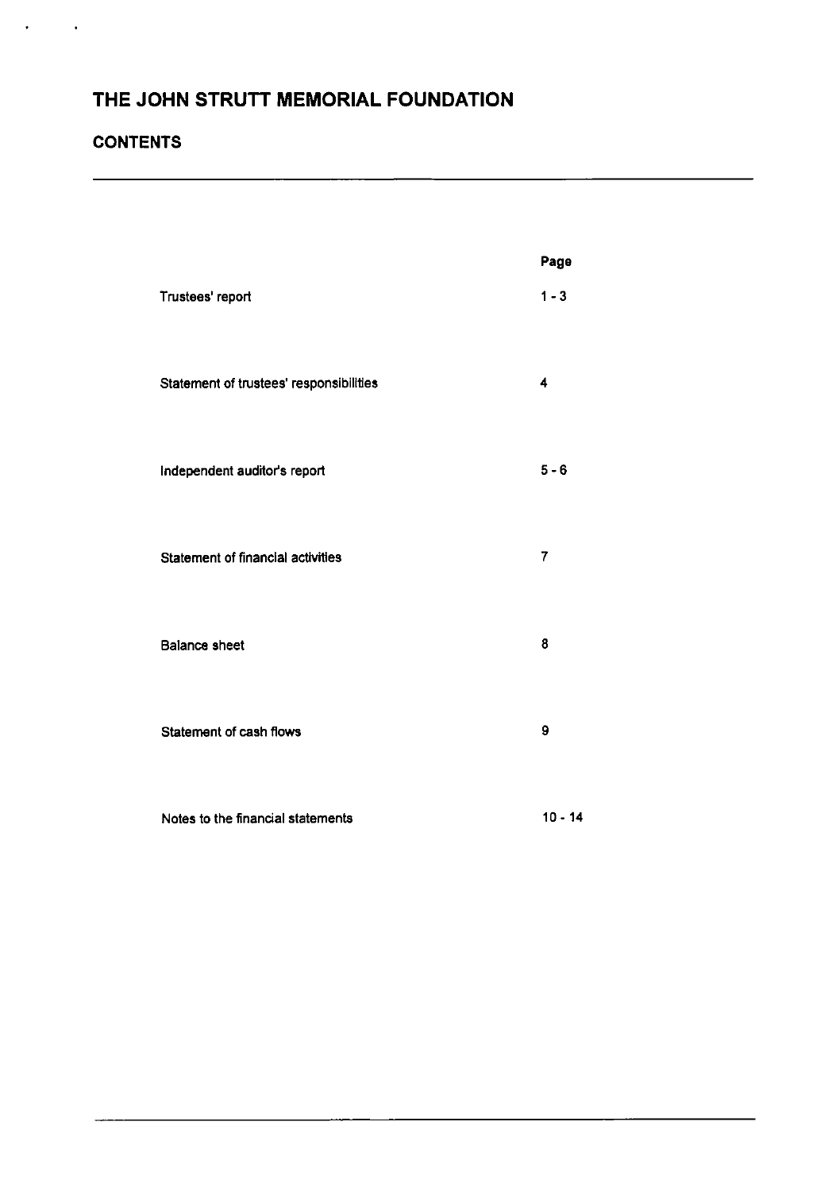# THE JOHN STRUTT MEMORIAL FOUNDATION

## CONTENTS

| | Page |
|---|---|
| Trustees' report | 1 - 3 |
| Statement of trustees' responsibilities | 4 |
| Independent auditor's report | 5 - 6 |
| Statement of financial activities | 7 |
| Balance sheet | 8 |
| Statement of cash flows | 9 |
| Notes to the financial statements | 10 - 14 |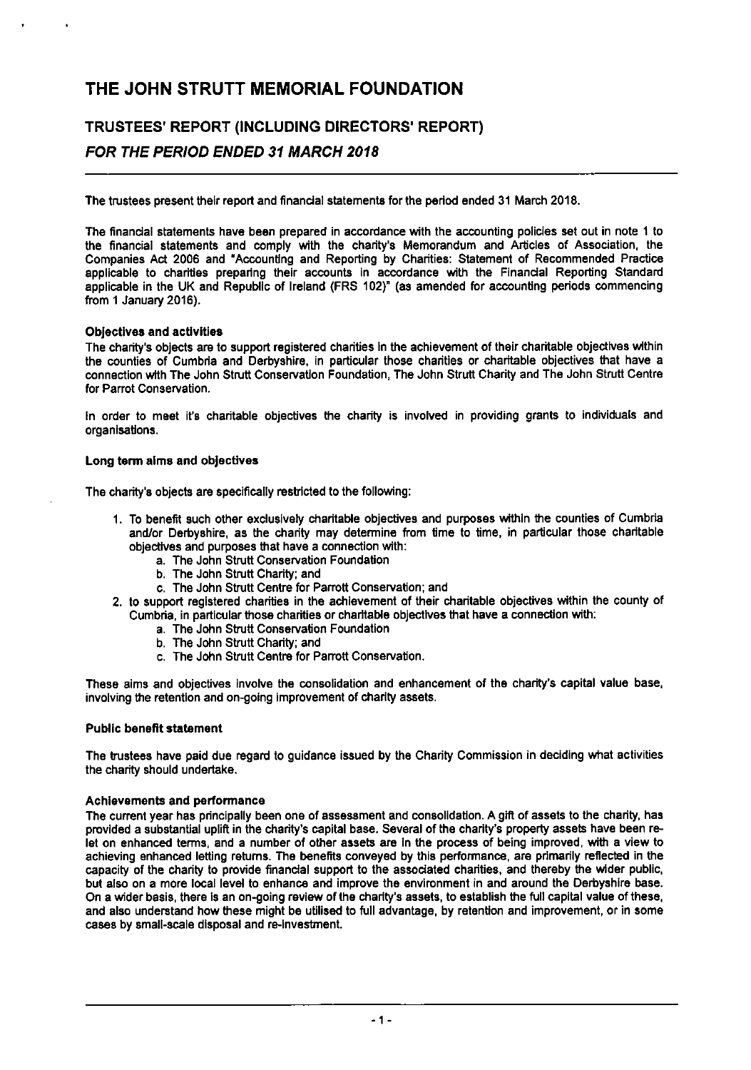# THE JOHN STRUTT MEMORIAL FOUNDATION

## TRUSTEES' REPORT (INCLUDING DIRECTORS' REPORT)

### *FOR THE PERIOD ENDED 31 MARCH 2018*

The trustees present their report and financial statements for the period ended 31 March 2018.

The financial statements have been prepared in accordance with the accounting policies set out in note 1 to the financial statements and comply with the charity's Memorandum and Articles of Association, the Companies Act 2006 and "Accounting and Reporting by Charities: Statement of Recommended Practice applicable to charities preparing their accounts in accordance with the Financial Reporting Standard applicable in the UK and Republic of Ireland (FRS 102)" (as amended for accounting periods commencing from 1 January 2016).

**Objectives and activities**

The charity's objects are to support registered charities in the achievement of their charitable objectives within the counties of Cumbria and Derbyshire, in particular those charities or charitable objectives that have a connection with The John Strutt Conservation Foundation, The John Strutt Charity and The John Strutt Centre for Parrot Conservation.

In order to meet it's charitable objectives the charity is involved in providing grants to individuals and organisations.

**Long term aims and objectives**

The charity's objects are specifically restricted to the following:

1. To benefit such other exclusively charitable objectives and purposes within the counties of Cumbria and/or Derbyshire, as the charity may determine from time to time, in particular those charitable objectives and purposes that have a connection with:
   a. The John Strutt Conservation Foundation
   b. The John Strutt Charity; and
   c. The John Strutt Centre for Parrott Conservation; and
2. to support registered charities in the achievement of their charitable objectives within the county of Cumbria, in particular those charities or charitable objectives that have a connection with:
   a. The John Strutt Conservation Foundation
   b. The John Strutt Charity; and
   c. The John Strutt Centre for Parrott Conservation.

These aims and objectives involve the consolidation and enhancement of the charity's capital value base, involving the retention and on-going improvement of charity assets.

**Public benefit statement**

The trustees have paid due regard to guidance issued by the Charity Commission in deciding what activities the charity should undertake.

**Achievements and performance**

The current year has principally been one of assessment and consolidation. A gift of assets to the charity, has provided a substantial uplift in the charity's capital base. Several of the charity's property assets have been re-let on enhanced terms, and a number of other assets are in the process of being improved, with a view to achieving enhanced letting returns. The benefits conveyed by this performance, are primarily reflected in the capacity of the charity to provide financial support to the associated charities, and thereby the wider public, but also on a more local level to enhance and improve the environment in and around the Derbyshire base. On a wider basis, there is an on-going review of the charity's assets, to establish the full capital value of these, and also understand how these might be utilised to full advantage, by retention and improvement, or in some cases by small-scale disposal and re-investment.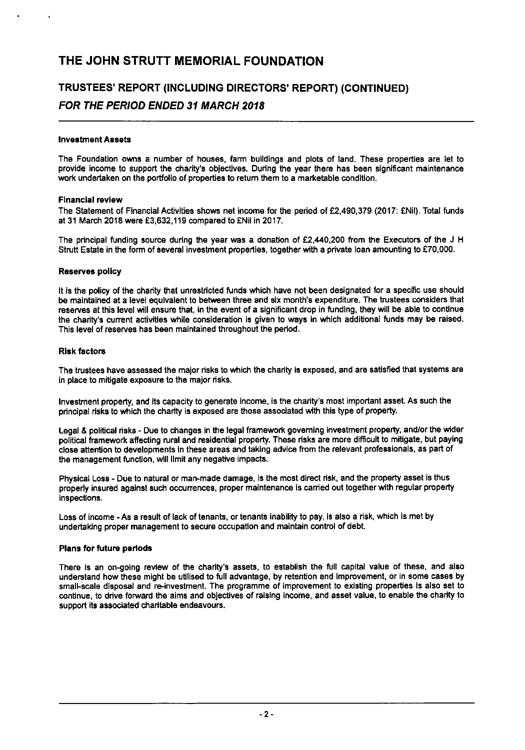# THE JOHN STRUTT MEMORIAL FOUNDATION

## TRUSTEES' REPORT (INCLUDING DIRECTORS' REPORT) (CONTINUED)

## *FOR THE PERIOD ENDED 31 MARCH 2018*

### Investment Assets

The Foundation owns a number of houses, farm buildings and plots of land. These properties are let to provide income to support the charity's objectives. During the year there has been significant maintenance work undertaken on the portfolio of properties to return them to a marketable condition.

### Financial review

The Statement of Financial Activities shows net income for the period of £2,490,379 (2017: £Nil). Total funds at 31 March 2018 were £3,632,119 compared to £Nil in 2017.

The principal funding source during the year was a donation of £2,440,200 from the Executors of the J H Strutt Estate in the form of several investment properties, together with a private loan amounting to £70,000.

### Reserves policy

It is the policy of the charity that unrestricted funds which have not been designated for a specific use should be maintained at a level equivalent to between three and six month's expenditure. The trustees considers that reserves at this level will ensure that, in the event of a significant drop in funding, they will be able to continue the charity's current activities while consideration is given to ways in which additional funds may be raised. This level of reserves has been maintained throughout the period.

### Risk factors

The trustees have assessed the major risks to which the charity is exposed, and are satisfied that systems are in place to mitigate exposure to the major risks.

Investment property, and its capacity to generate income, is the charity's most important asset. As such the principal risks to which the charity is exposed are those associated with this type of property.

Legal & political risks - Due to changes in the legal framework governing investment property, and/or the wider political framework affecting rural and residential property. These risks are more difficult to mitigate, but paying close attention to developments in these areas and taking advice from the relevant professionals, as part of the management function, will limit any negative impacts.

Physical Loss - Due to natural or man-made damage, is the most direct risk, and the property asset is thus properly insured against such occurrences, proper maintenance is carried out together with regular property inspections.

Loss of income - As a result of lack of tenants, or tenants inability to pay, is also a risk, which is met by undertaking proper management to secure occupation and maintain control of debt.

### Plans for future periods

There is an on-going review of the charity's assets, to establish the full capital value of these, and also understand how these might be utilised to full advantage, by retention and improvement, or in some cases by small-scale disposal and re-investment. The programme of improvement to existing properties is also set to continue, to drive forward the aims and objectives of raising income, and asset value, to enable the charity to support its associated charitable endeavours.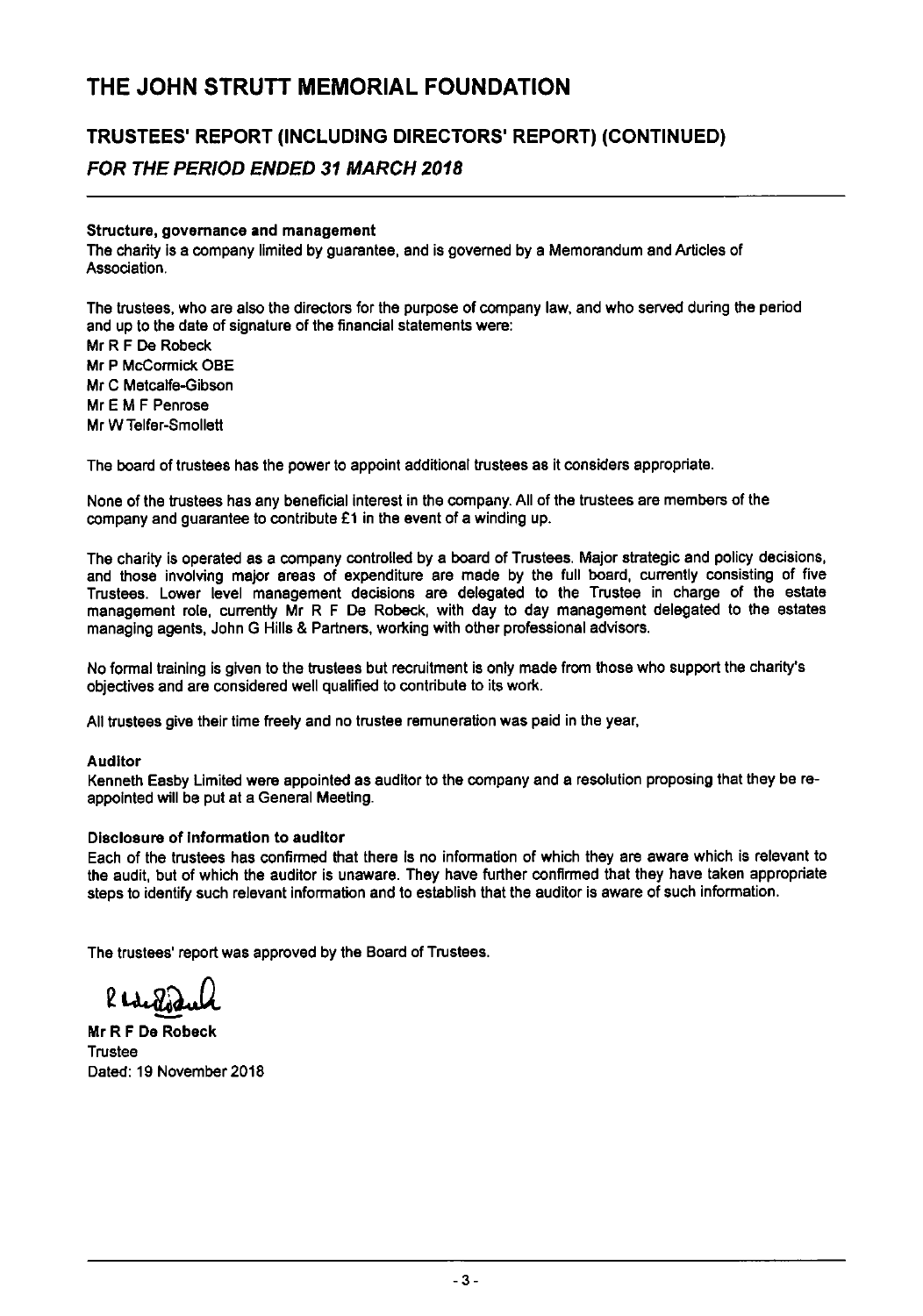# THE JOHN STRUTT MEMORIAL FOUNDATION

## TRUSTEES' REPORT (INCLUDING DIRECTORS' REPORT) (CONTINUED)

### *FOR THE PERIOD ENDED 31 MARCH 2018*

**Structure, governance and management**

The charity is a company limited by guarantee, and is governed by a Memorandum and Articles of Association.

The trustees, who are also the directors for the purpose of company law, and who served during the period and up to the date of signature of the financial statements were:

Mr R F De Robeck
Mr P McCormick OBE
Mr C Metcalfe-Gibson
Mr E M F Penrose
Mr W Telfer-Smollett

The board of trustees has the power to appoint additional trustees as it considers appropriate.

None of the trustees has any beneficial interest in the company. All of the trustees are members of the company and guarantee to contribute £1 in the event of a winding up.

The charity is operated as a company controlled by a board of Trustees. Major strategic and policy decisions, and those involving major areas of expenditure are made by the full board, currently consisting of five Trustees. Lower level management decisions are delegated to the Trustee in charge of the estate management role, currently Mr R F De Robeck, with day to day management delegated to the estates managing agents, John G Hills & Partners, working with other professional advisors.

No formal training is given to the trustees but recruitment is only made from those who support the charity's objectives and are considered well qualified to contribute to its work.

All trustees give their time freely and no trustee remuneration was paid in the year,

**Auditor**

Kenneth Easby Limited were appointed as auditor to the company and a resolution proposing that they be re-appointed will be put at a General Meeting.

**Disclosure of information to auditor**

Each of the trustees has confirmed that there is no information of which they are aware which is relevant to the audit, but of which the auditor is unaware. They have further confirmed that they have taken appropriate steps to identify such relevant information and to establish that the auditor is aware of such information.

The trustees' report was approved by the Board of Trustees.

**Mr R F De Robeck**
Trustee
Dated: 19 November 2018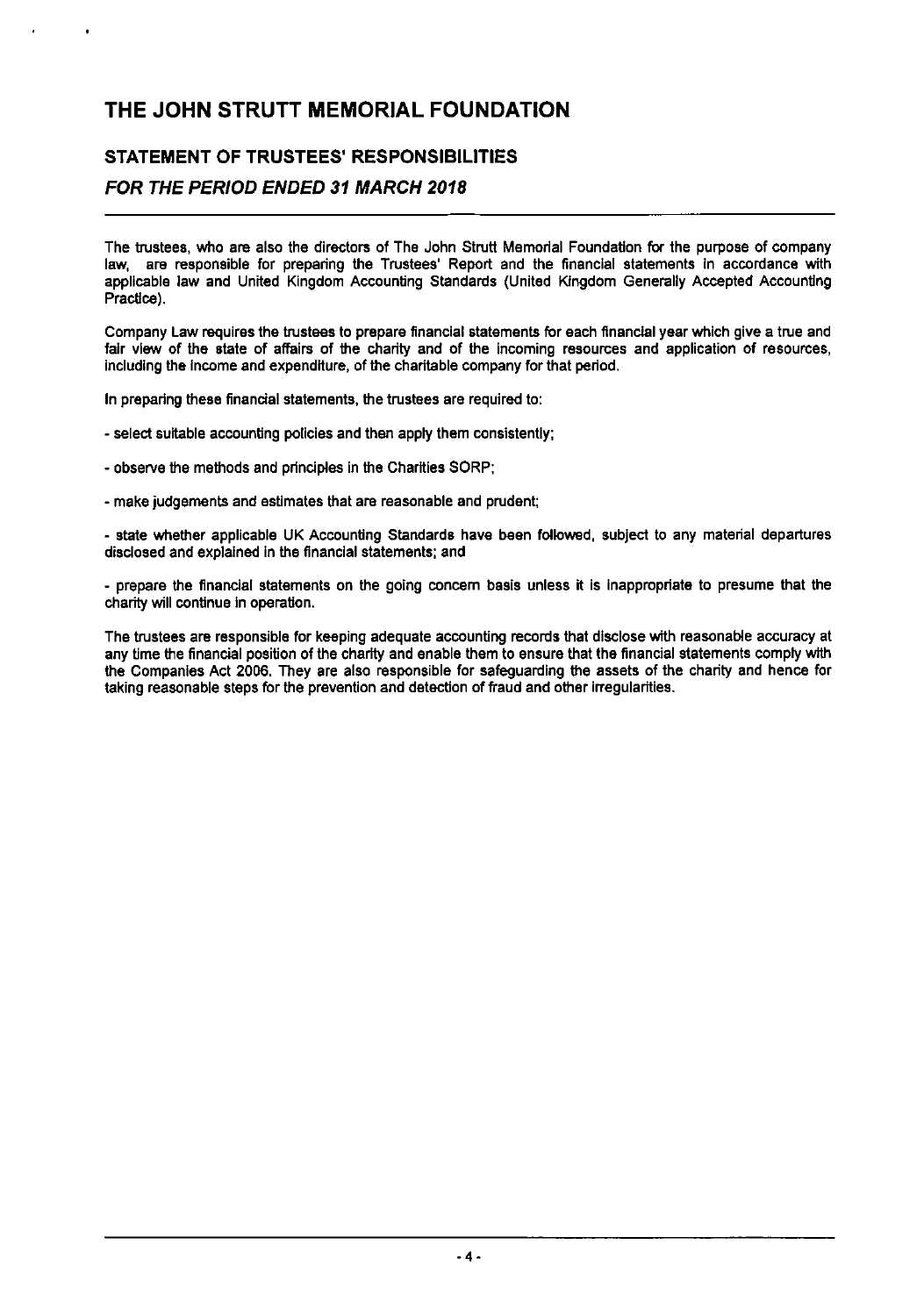# THE JOHN STRUTT MEMORIAL FOUNDATION

## STATEMENT OF TRUSTEES' RESPONSIBILITIES

### *FOR THE PERIOD ENDED 31 MARCH 2018*

The trustees, who are also the directors of The John Strutt Memorial Foundation for the purpose of company law, are responsible for preparing the Trustees' Report and the financial statements in accordance with applicable law and United Kingdom Accounting Standards (United Kingdom Generally Accepted Accounting Practice).

Company Law requires the trustees to prepare financial statements for each financial year which give a true and fair view of the state of affairs of the charity and of the incoming resources and application of resources, including the income and expenditure, of the charitable company for that period.

In preparing these financial statements, the trustees are required to:

- select suitable accounting policies and then apply them consistently;

- observe the methods and principles in the Charities SORP;

- make judgements and estimates that are reasonable and prudent;

- state whether applicable UK Accounting Standards have been followed, subject to any material departures disclosed and explained in the financial statements; and

- prepare the financial statements on the going concern basis unless it is inappropriate to presume that the charity will continue in operation.

The trustees are responsible for keeping adequate accounting records that disclose with reasonable accuracy at any time the financial position of the charity and enable them to ensure that the financial statements comply with the Companies Act 2006. They are also responsible for safeguarding the assets of the charity and hence for taking reasonable steps for the prevention and detection of fraud and other irregularities.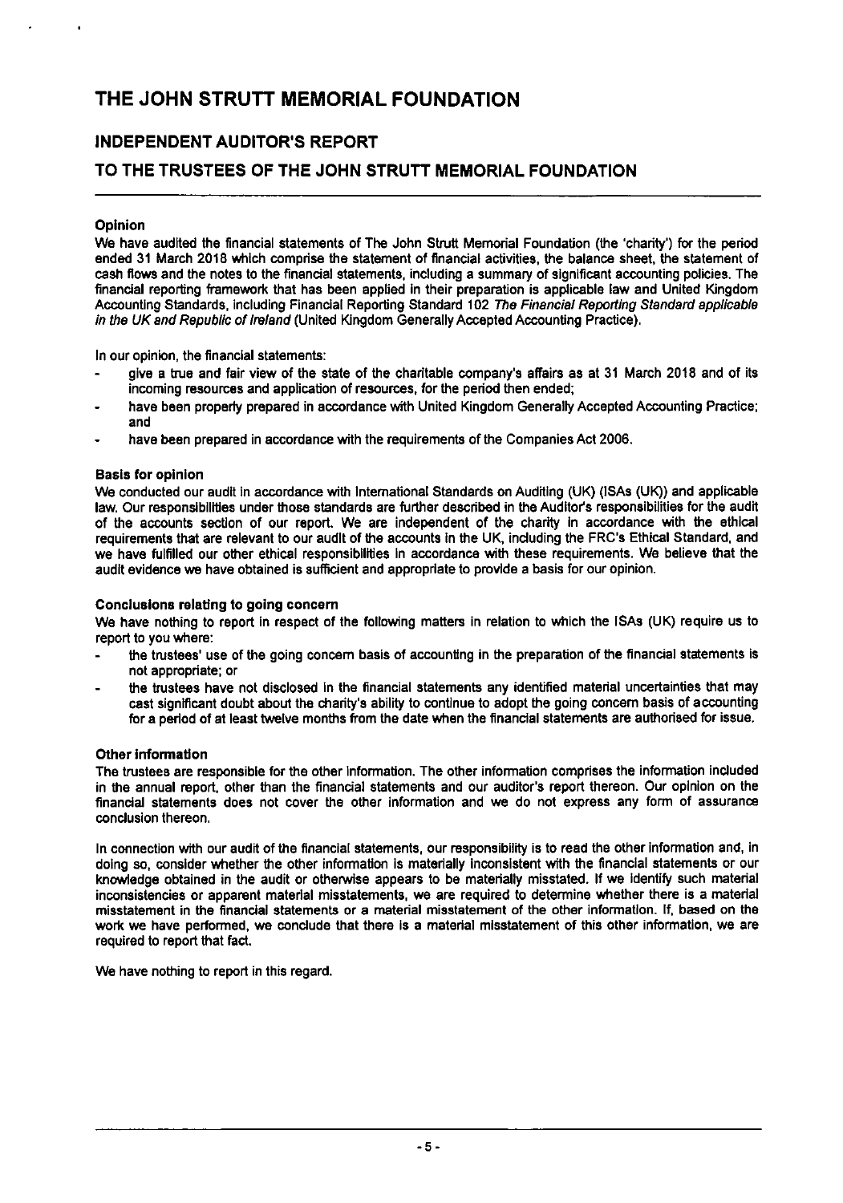# THE JOHN STRUTT MEMORIAL FOUNDATION

## INDEPENDENT AUDITOR'S REPORT

## TO THE TRUSTEES OF THE JOHN STRUTT MEMORIAL FOUNDATION

### Opinion

We have audited the financial statements of The John Strutt Memorial Foundation (the 'charity') for the period ended 31 March 2018 which comprise the statement of financial activities, the balance sheet, the statement of cash flows and the notes to the financial statements, including a summary of significant accounting policies. The financial reporting framework that has been applied in their preparation is applicable law and United Kingdom Accounting Standards, including Financial Reporting Standard 102 *The Financial Reporting Standard applicable in the UK and Republic of Ireland* (United Kingdom Generally Accepted Accounting Practice).

In our opinion, the financial statements:

- give a true and fair view of the state of the charitable company's affairs as at 31 March 2018 and of its incoming resources and application of resources, for the period then ended;
- have been properly prepared in accordance with United Kingdom Generally Accepted Accounting Practice; and
- have been prepared in accordance with the requirements of the Companies Act 2006.

### Basis for opinion

We conducted our audit in accordance with International Standards on Auditing (UK) (ISAs (UK)) and applicable law. Our responsibilities under those standards are further described in the Auditor's responsibilities for the audit of the accounts section of our report. We are independent of the charity in accordance with the ethical requirements that are relevant to our audit of the accounts in the UK, including the FRC's Ethical Standard, and we have fulfilled our other ethical responsibilities in accordance with these requirements. We believe that the audit evidence we have obtained is sufficient and appropriate to provide a basis for our opinion.

### Conclusions relating to going concern

We have nothing to report in respect of the following matters in relation to which the ISAs (UK) require us to report to you where:

- the trustees' use of the going concern basis of accounting in the preparation of the financial statements is not appropriate; or
- the trustees have not disclosed in the financial statements any identified material uncertainties that may cast significant doubt about the charity's ability to continue to adopt the going concern basis of accounting for a period of at least twelve months from the date when the financial statements are authorised for issue.

### Other information

The trustees are responsible for the other information. The other information comprises the information included in the annual report, other than the financial statements and our auditor's report thereon. Our opinion on the financial statements does not cover the other information and we do not express any form of assurance conclusion thereon.

In connection with our audit of the financial statements, our responsibility is to read the other information and, in doing so, consider whether the other information is materially inconsistent with the financial statements or our knowledge obtained in the audit or otherwise appears to be materially misstated. If we identify such material inconsistencies or apparent material misstatements, we are required to determine whether there is a material misstatement in the financial statements or a material misstatement of the other information. If, based on the work we have performed, we conclude that there is a material misstatement of this other information, we are required to report that fact.

We have nothing to report in this regard.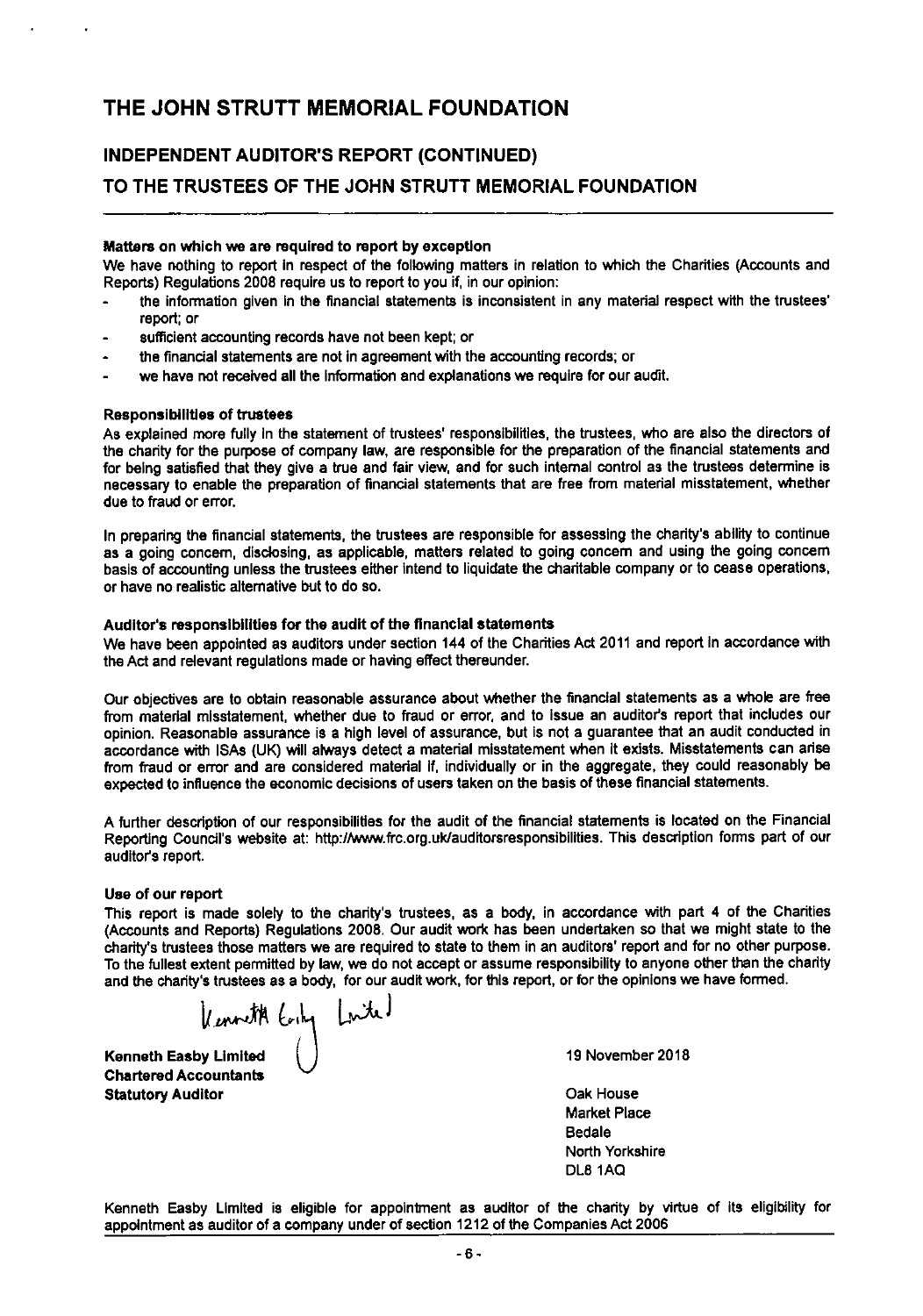# THE JOHN STRUTT MEMORIAL FOUNDATION

## INDEPENDENT AUDITOR'S REPORT (CONTINUED)

## TO THE TRUSTEES OF THE JOHN STRUTT MEMORIAL FOUNDATION

**Matters on which we are required to report by exception**

We have nothing to report in respect of the following matters in relation to which the Charities (Accounts and Reports) Regulations 2008 require us to report to you if, in our opinion:

- the information given in the financial statements is inconsistent in any material respect with the trustees' report; or
- sufficient accounting records have not been kept; or
- the financial statements are not in agreement with the accounting records; or
- we have not received all the information and explanations we require for our audit.

**Responsibilities of trustees**

As explained more fully in the statement of trustees' responsibilities, the trustees, who are also the directors of the charity for the purpose of company law, are responsible for the preparation of the financial statements and for being satisfied that they give a true and fair view, and for such internal control as the trustees determine is necessary to enable the preparation of financial statements that are free from material misstatement, whether due to fraud or error.

In preparing the financial statements, the trustees are responsible for assessing the charity's ability to continue as a going concern, disclosing, as applicable, matters related to going concern and using the going concern basis of accounting unless the trustees either intend to liquidate the charitable company or to cease operations, or have no realistic alternative but to do so.

**Auditor's responsibilities for the audit of the financial statements**

We have been appointed as auditors under section 144 of the Charities Act 2011 and report in accordance with the Act and relevant regulations made or having effect thereunder.

Our objectives are to obtain reasonable assurance about whether the financial statements as a whole are free from material misstatement, whether due to fraud or error, and to issue an auditor's report that includes our opinion. Reasonable assurance is a high level of assurance, but is not a guarantee that an audit conducted in accordance with ISAs (UK) will always detect a material misstatement when it exists. Misstatements can arise from fraud or error and are considered material if, individually or in the aggregate, they could reasonably be expected to influence the economic decisions of users taken on the basis of these financial statements.

A further description of our responsibilities for the audit of the financial statements is located on the Financial Reporting Council's website at: http://www.frc.org.uk/auditorsresponsibilities. This description forms part of our auditor's report.

**Use of our report**

This report is made solely to the charity's trustees, as a body, in accordance with part 4 of the Charities (Accounts and Reports) Regulations 2008. Our audit work has been undertaken so that we might state to the charity's trustees those matters we are required to state to them in an auditors' report and for no other purpose. To the fullest extent permitted by law, we do not accept or assume responsibility to anyone other than the charity and the charity's trustees as a body, for our audit work, for this report, or for the opinions we have formed.

Kenneth Easby Limited

**Kenneth Easby Limited**
**Chartered Accountants**
**Statutory Auditor**

19 November 2018

Oak House
Market Place
Bedale
North Yorkshire
DL8 1AQ

Kenneth Easby Limited is eligible for appointment as auditor of the charity by virtue of its eligibility for appointment as auditor of a company under of section 1212 of the Companies Act 2006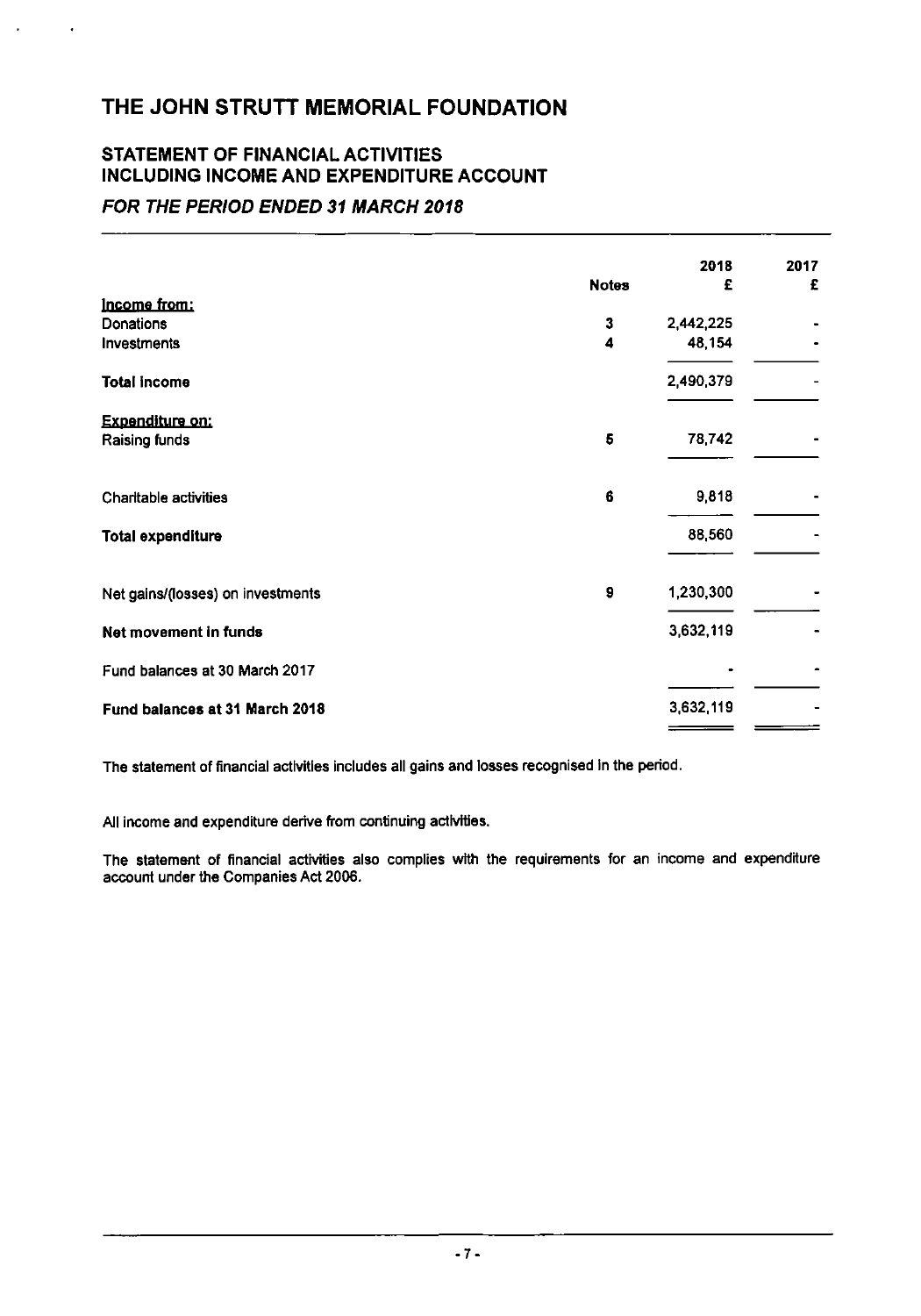# THE JOHN STRUTT MEMORIAL FOUNDATION

## STATEMENT OF FINANCIAL ACTIVITIES INCLUDING INCOME AND EXPENDITURE ACCOUNT

### *FOR THE PERIOD ENDED 31 MARCH 2018*

| | Notes | 2018 £ | 2017 £ |
|---|---|---|---|
| Income from: | | | |
| Donations | 3 | 2,442,225 | - |
| Investments | 4 | 48,154 | - |
| **Total income** | | 2,490,379 | - |
| Expenditure on: | | | |
| Raising funds | 5 | 78,742 | - |
| Charitable activities | 6 | 9,818 | - |
| **Total expenditure** | | 88,560 | - |
| Net gains/(losses) on investments | 9 | 1,230,300 | - |
| **Net movement in funds** | | 3,632,119 | - |
| Fund balances at 30 March 2017 | | - | - |
| **Fund balances at 31 March 2018** | | 3,632,119 | - |

The statement of financial activities includes all gains and losses recognised in the period.

All income and expenditure derive from continuing activities.

The statement of financial activities also complies with the requirements for an income and expenditure account under the Companies Act 2006.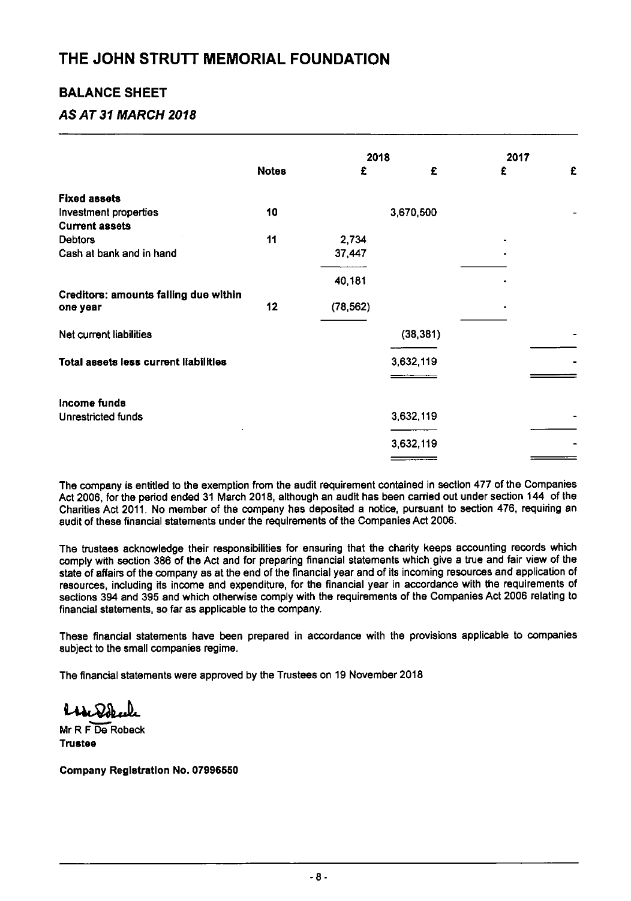# THE JOHN STRUTT MEMORIAL FOUNDATION

## BALANCE SHEET

### *AS AT 31 MARCH 2018*

| | Notes | 2018 £ | 2018 £ | 2017 £ | 2017 £ |
|---|---|---|---|---|---|
| **Fixed assets** | | | | | |
| Investment properties | 10 | | 3,670,500 | | - |
| **Current assets** | | | | | |
| Debtors | 11 | 2,734 | | - | |
| Cash at bank and in hand | | 37,447 | | - | |
| | | 40,181 | | - | |
| **Creditors: amounts falling due within one year** | 12 | (78,562) | | - | |
| Net current liabilities | | | (38,381) | | - |
| **Total assets less current liabilities** | | | 3,632,119 | | - |
| **Income funds** | | | | | |
| Unrestricted funds | | | 3,632,119 | | - |
| | | | 3,632,119 | | - |

The company is entitled to the exemption from the audit requirement contained in section 477 of the Companies Act 2006, for the period ended 31 March 2018, although an audit has been carried out under section 144 of the Charities Act 2011. No member of the company has deposited a notice, pursuant to section 476, requiring an audit of these financial statements under the requirements of the Companies Act 2006.

The trustees acknowledge their responsibilities for ensuring that the charity keeps accounting records which comply with section 386 of the Act and for preparing financial statements which give a true and fair view of the state of affairs of the company as at the end of the financial year and of its incoming resources and application of resources, including its income and expenditure, for the financial year in accordance with the requirements of sections 394 and 395 and which otherwise comply with the requirements of the Companies Act 2006 relating to financial statements, so far as applicable to the company.

These financial statements have been prepared in accordance with the provisions applicable to companies subject to the small companies regime.

The financial statements were approved by the Trustees on 19 November 2018

Mr R F De Robeck
**Trustee**

**Company Registration No. 07996550**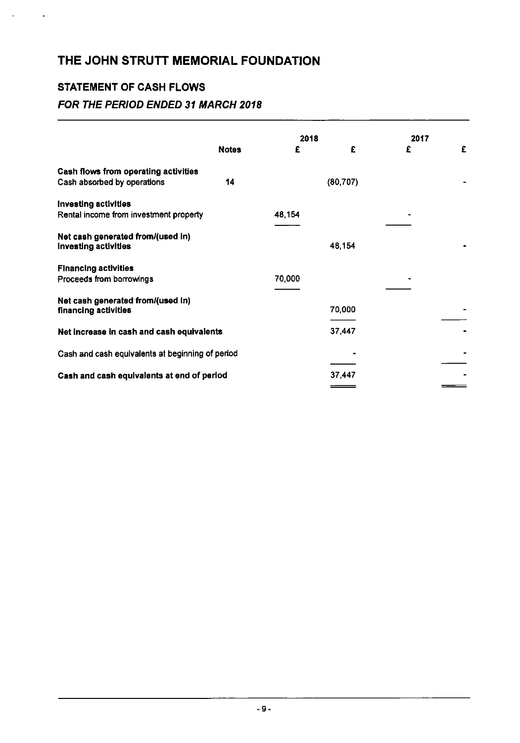# THE JOHN STRUTT MEMORIAL FOUNDATION

## STATEMENT OF CASH FLOWS

### *FOR THE PERIOD ENDED 31 MARCH 2018*

| | Notes | 2018 £ | 2018 £ | 2017 £ | 2017 £ |
|---|---|---|---|---|---|
| **Cash flows from operating activities** | | | | | |
| Cash absorbed by operations | 14 | | (80,707) | | - |
| **Investing activities** | | | | | |
| Rental income from investment property | | 48,154 | | - | |
| **Net cash generated from/(used in) investing activities** | | | 48,154 | | - |
| **Financing activities** | | | | | |
| Proceeds from borrowings | | 70,000 | | - | |
| **Net cash generated from/(used in) financing activities** | | | 70,000 | | - |
| **Net increase in cash and cash equivalents** | | | 37,447 | | - |
| Cash and cash equivalents at beginning of period | | | - | | - |
| **Cash and cash equivalents at end of period** | | | 37,447 | | - |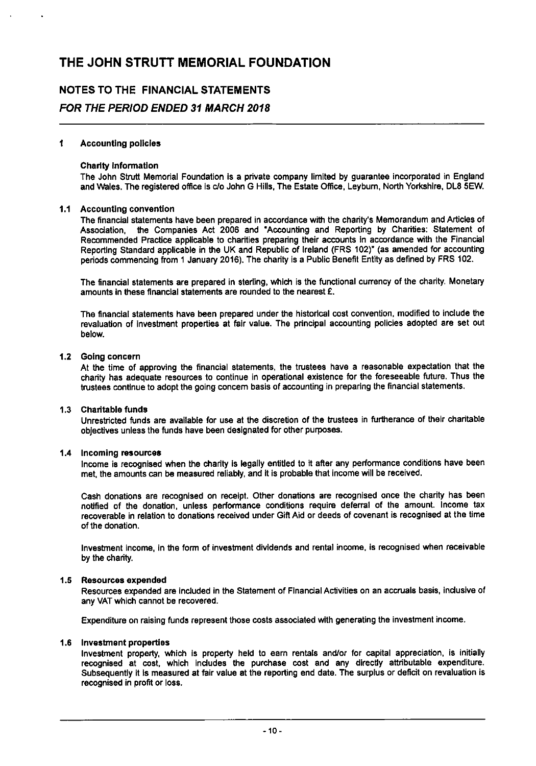# THE JOHN STRUTT MEMORIAL FOUNDATION

## NOTES TO THE FINANCIAL STATEMENTS

## *FOR THE PERIOD ENDED 31 MARCH 2018*

### 1 Accounting policies

**Charity information**

The John Strutt Memorial Foundation is a private company limited by guarantee incorporated in England and Wales. The registered office is c/o John G Hills, The Estate Office, Leyburn, North Yorkshire, DL8 5EW.

### 1.1 Accounting convention

The financial statements have been prepared in accordance with the charity's Memorandum and Articles of Association, the Companies Act 2006 and "Accounting and Reporting by Charities: Statement of Recommended Practice applicable to charities preparing their accounts in accordance with the Financial Reporting Standard applicable in the UK and Republic of Ireland (FRS 102)" (as amended for accounting periods commencing from 1 January 2016). The charity is a Public Benefit Entity as defined by FRS 102.

The financial statements are prepared in sterling, which is the functional currency of the charity. Monetary amounts in these financial statements are rounded to the nearest £.

The financial statements have been prepared under the historical cost convention, modified to include the revaluation of investment properties at fair value. The principal accounting policies adopted are set out below.

### 1.2 Going concern

At the time of approving the financial statements, the trustees have a reasonable expectation that the charity has adequate resources to continue in operational existence for the foreseeable future. Thus the trustees continue to adopt the going concern basis of accounting in preparing the financial statements.

### 1.3 Charitable funds

Unrestricted funds are available for use at the discretion of the trustees in furtherance of their charitable objectives unless the funds have been designated for other purposes.

### 1.4 Incoming resources

Income is recognised when the charity is legally entitled to it after any performance conditions have been met, the amounts can be measured reliably, and it is probable that income will be received.

Cash donations are recognised on receipt. Other donations are recognised once the charity has been notified of the donation, unless performance conditions require deferral of the amount. Income tax recoverable in relation to donations received under Gift Aid or deeds of covenant is recognised at the time of the donation.

Investment income, in the form of investment dividends and rental income, is recognised when receivable by the charity.

### 1.5 Resources expended

Resources expended are included in the Statement of Financial Activities on an accruals basis, inclusive of any VAT which cannot be recovered.

Expenditure on raising funds represent those costs associated with generating the investment income.

### 1.6 Investment properties

Investment property, which is property held to earn rentals and/or for capital appreciation, is initially recognised at cost, which includes the purchase cost and any directly attributable expenditure. Subsequently it is measured at fair value at the reporting end date. The surplus or deficit on revaluation is recognised in profit or loss.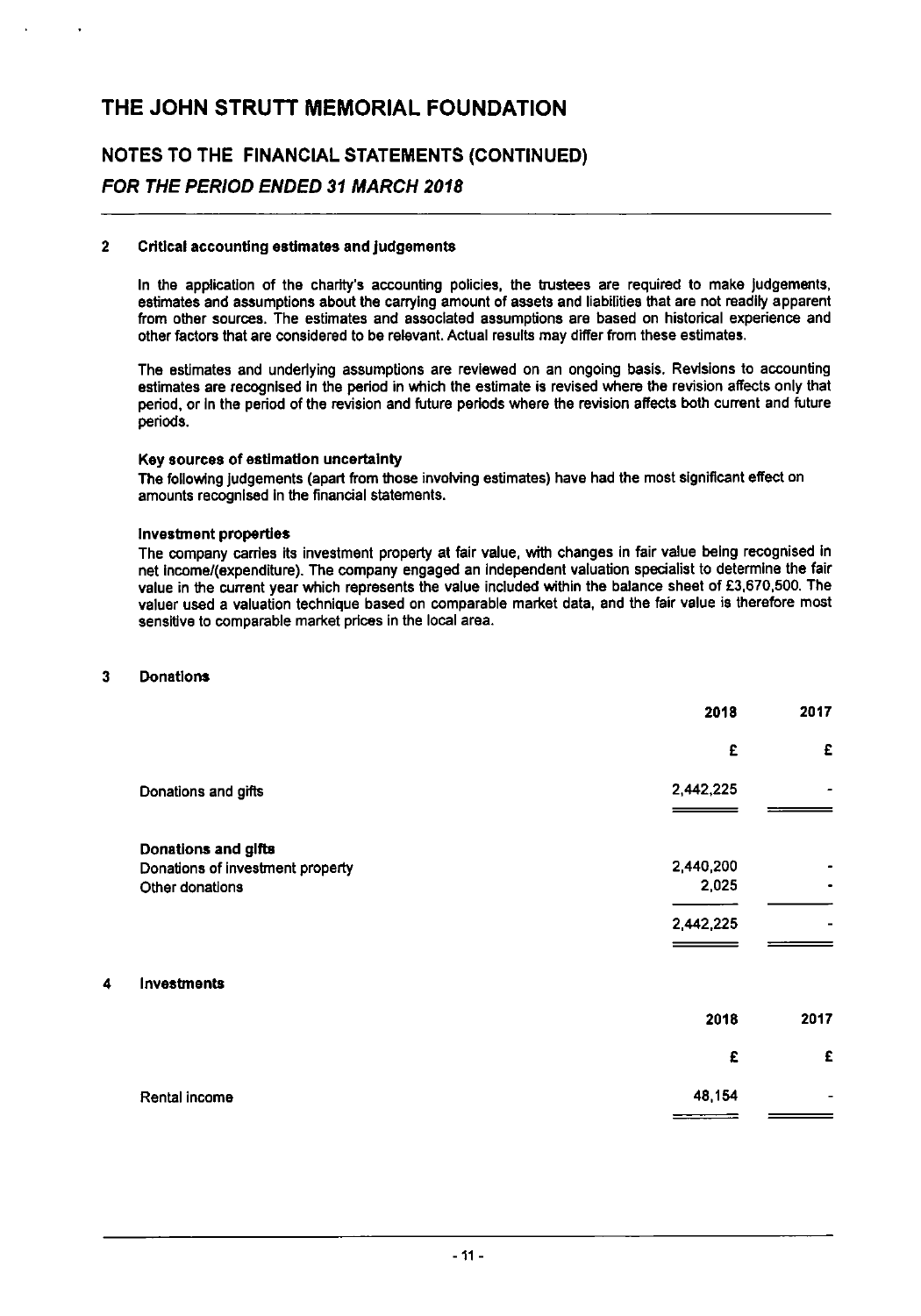# THE JOHN STRUTT MEMORIAL FOUNDATION

## NOTES TO THE FINANCIAL STATEMENTS (CONTINUED)

### *FOR THE PERIOD ENDED 31 MARCH 2018*

**2 Critical accounting estimates and judgements**

In the application of the charity's accounting policies, the trustees are required to make judgements, estimates and assumptions about the carrying amount of assets and liabilities that are not readily apparent from other sources. The estimates and associated assumptions are based on historical experience and other factors that are considered to be relevant. Actual results may differ from these estimates.

The estimates and underlying assumptions are reviewed on an ongoing basis. Revisions to accounting estimates are recognised in the period in which the estimate is revised where the revision affects only that period, or in the period of the revision and future periods where the revision affects both current and future periods.

**Key sources of estimation uncertainty**

The following judgements (apart from those involving estimates) have had the most significant effect on amounts recognised in the financial statements.

**Investment properties**

The company carries its investment property at fair value, with changes in fair value being recognised in net income/(expenditure). The company engaged an independent valuation specialist to determine the fair value in the current year which represents the value included within the balance sheet of £3,670,500. The valuer used a valuation technique based on comparable market data, and the fair value is therefore most sensitive to comparable market prices in the local area.

**3 Donations**

| | 2018 | 2017 |
|---|---|---|
| | £ | £ |
| Donations and gifts | 2,442,225 | - |
| | | |
| **Donations and gifts** | | |
| Donations of investment property | 2,440,200 | - |
| Other donations | 2,025 | - |
| | 2,442,225 | - |

**4 Investments**

| | 2018 | 2017 |
|---|---|---|
| | £ | £ |
| Rental income | 48,154 | - |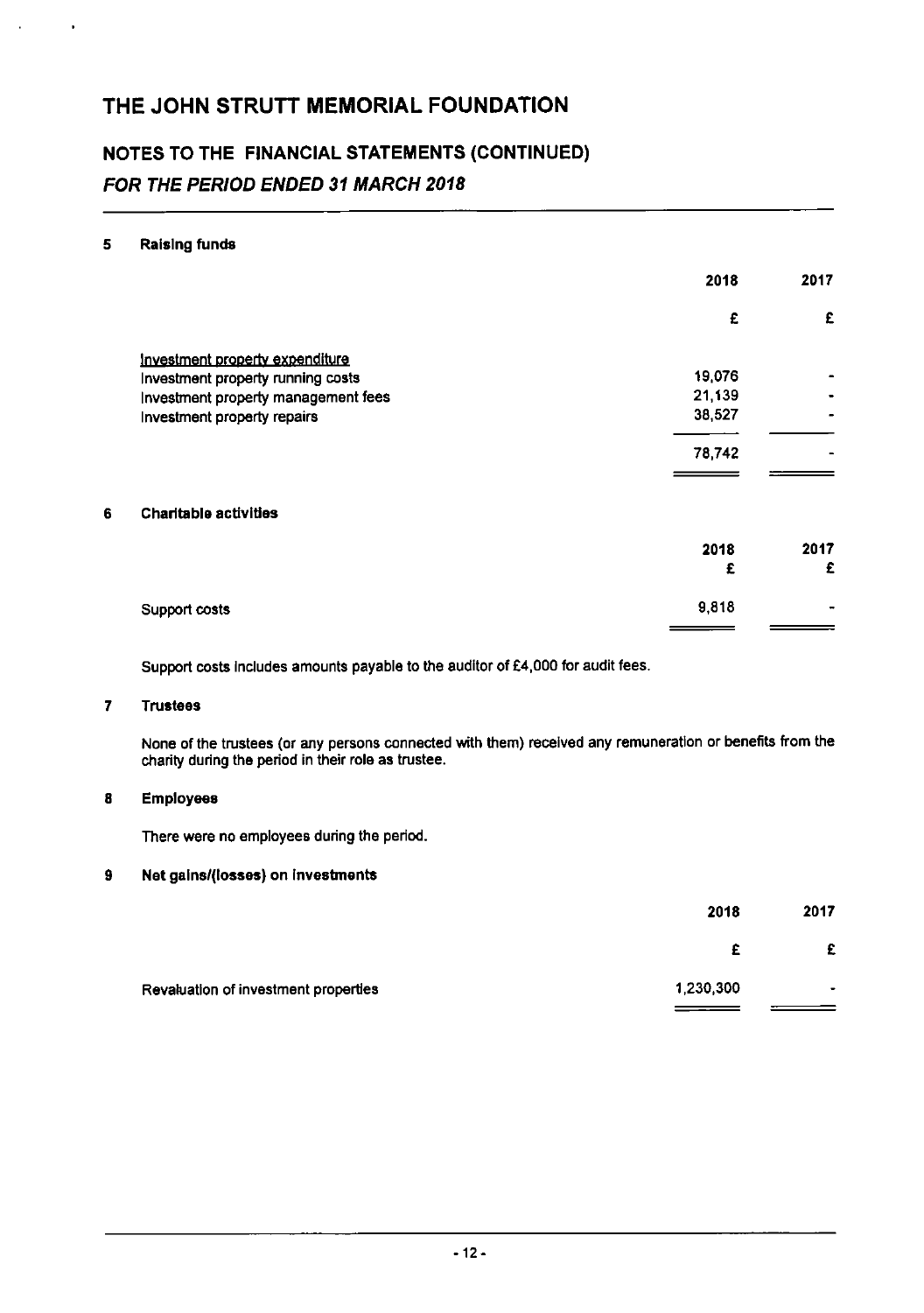# THE JOHN STRUTT MEMORIAL FOUNDATION

## NOTES TO THE FINANCIAL STATEMENTS (CONTINUED)

### *FOR THE PERIOD ENDED 31 MARCH 2018*

**5 Raising funds**

| | 2018 | 2017 |
|---|---|---|
| | £ | £ |
| Investment property expenditure | | |
| Investment property running costs | 19,076 | - |
| Investment property management fees | 21,139 | - |
| Investment property repairs | 38,527 | - |
| | 78,742 | - |

**6 Charitable activities**

| | 2018 | 2017 |
|---|---|---|
| | £ | £ |
| Support costs | 9,818 | - |

Support costs includes amounts payable to the auditor of £4,000 for audit fees.

**7 Trustees**

None of the trustees (or any persons connected with them) received any remuneration or benefits from the charity during the period in their role as trustee.

**8 Employees**

There were no employees during the period.

**9 Net gains/(losses) on investments**

| | 2018 | 2017 |
|---|---|---|
| | £ | £ |
| Revaluation of investment properties | 1,230,300 | - |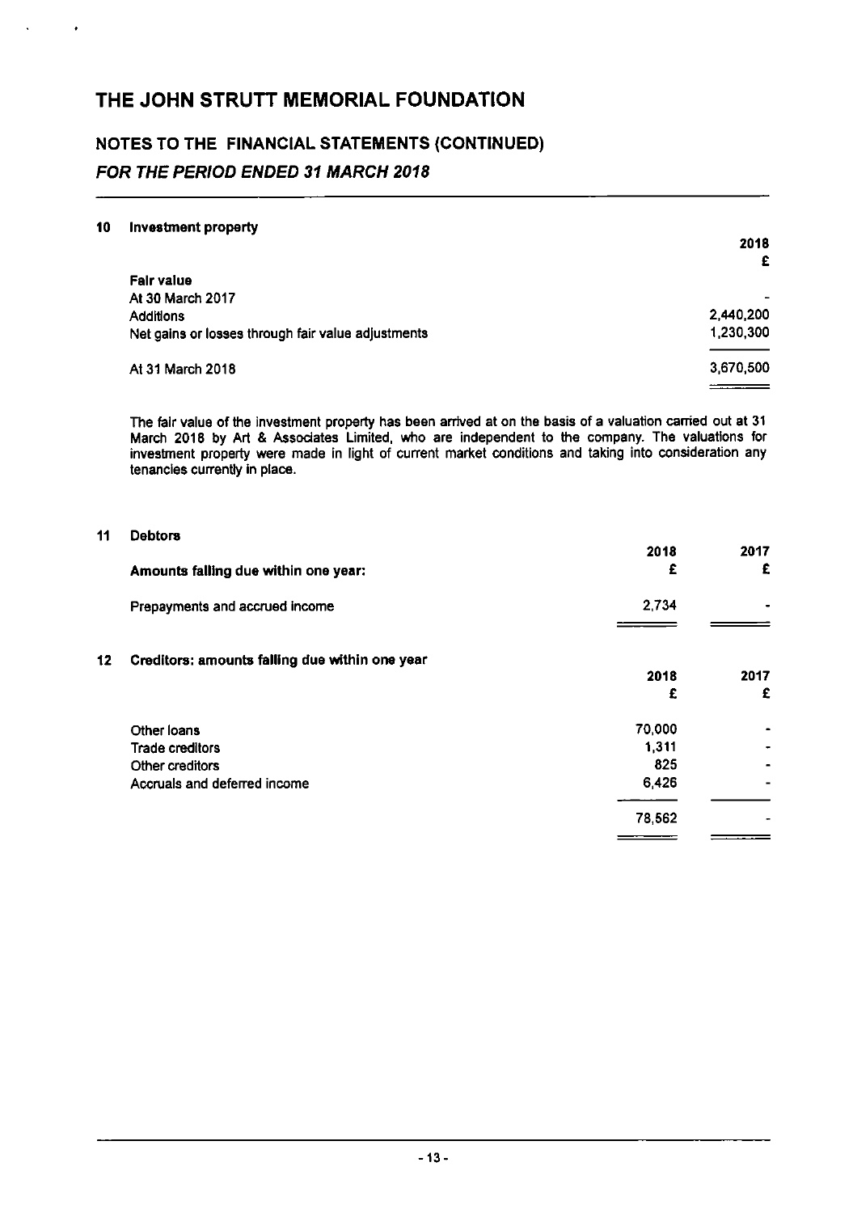# THE JOHN STRUTT MEMORIAL FOUNDATION

## NOTES TO THE FINANCIAL STATEMENTS (CONTINUED)

### *FOR THE PERIOD ENDED 31 MARCH 2018*

**10 Investment property**

| | 2018 |
|---|---|
| | £ |
| **Fair value** | |
| At 30 March 2017 | - |
| Additions | 2,440,200 |
| Net gains or losses through fair value adjustments | 1,230,300 |
| At 31 March 2018 | 3,670,500 |

The fair value of the investment property has been arrived at on the basis of a valuation carried out at 31 March 2018 by Art & Associates Limited, who are independent to the company. The valuations for investment property were made in light of current market conditions and taking into consideration any tenancies currently in place.

**11 Debtors**

| | 2018 | 2017 |
|---|---|---|
| **Amounts falling due within one year:** | £ | £ |
| Prepayments and accrued income | 2,734 | - |

**12 Creditors: amounts falling due within one year**

| | 2018 | 2017 |
|---|---|---|
| | £ | £ |
| Other loans | 70,000 | - |
| Trade creditors | 1,311 | - |
| Other creditors | 825 | - |
| Accruals and deferred income | 6,426 | - |
| | 78,562 | - |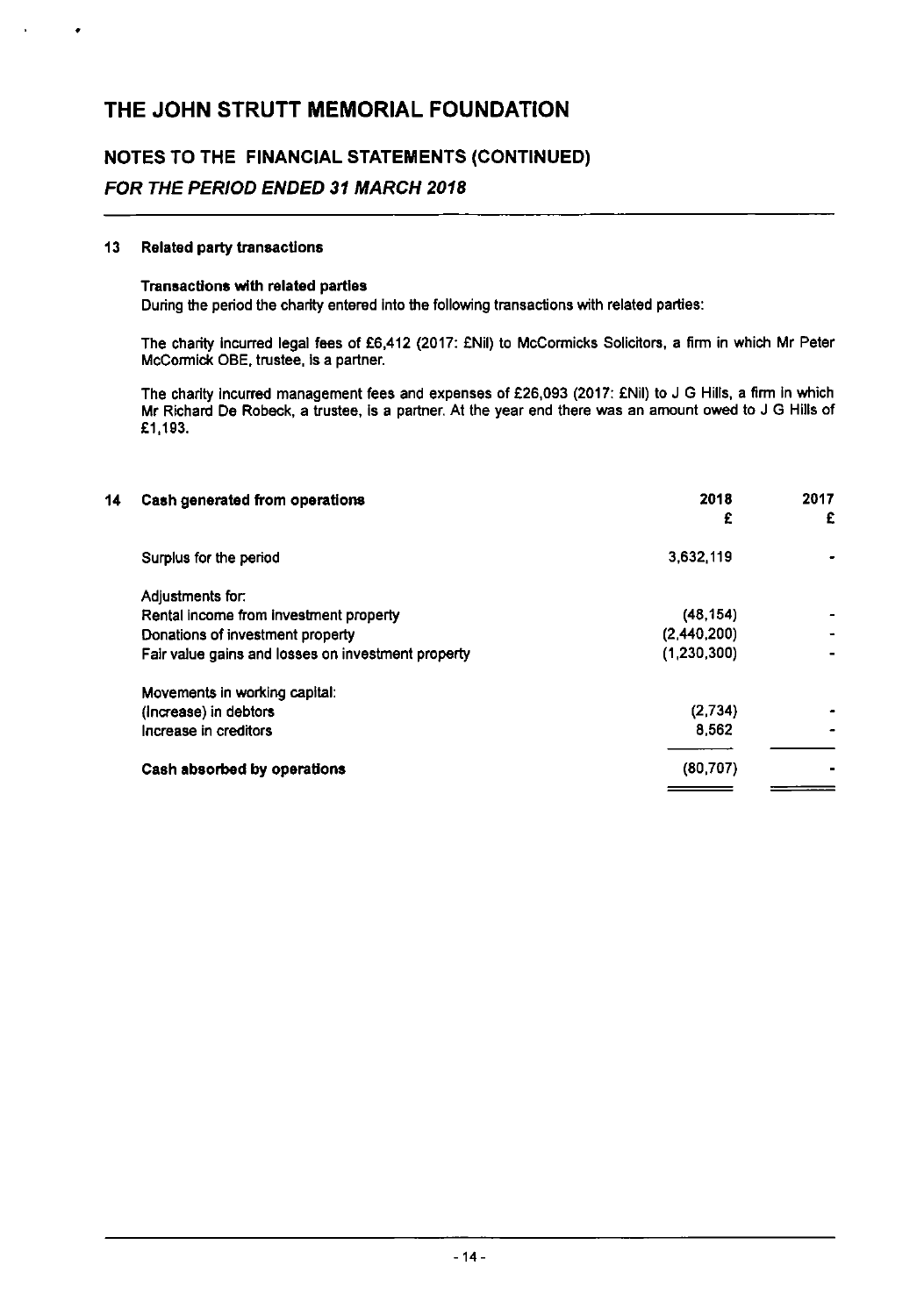# THE JOHN STRUTT MEMORIAL FOUNDATION

## NOTES TO THE FINANCIAL STATEMENTS (CONTINUED)

### *FOR THE PERIOD ENDED 31 MARCH 2018*

**13 Related party transactions**

**Transactions with related parties**

During the period the charity entered into the following transactions with related parties:

The charity incurred legal fees of £6,412 (2017: £Nil) to McCormicks Solicitors, a firm in which Mr Peter McCormick OBE, trustee, is a partner.

The charity incurred management fees and expenses of £26,093 (2017: £Nil) to J G Hills, a firm in which Mr Richard De Robeck, a trustee, is a partner. At the year end there was an amount owed to J G Hills of £1,193.

| **14 Cash generated from operations** | **2018** £ | **2017** £ |
|---|---|---|
| Surplus for the period | 3,632,119 | - |
| Adjustments for: | | |
| Rental income from investment property | (48,154) | - |
| Donations of investment property | (2,440,200) | - |
| Fair value gains and losses on investment property | (1,230,300) | - |
| Movements in working capital: | | |
| (Increase) in debtors | (2,734) | - |
| Increase in creditors | 8,562 | - |
| **Cash absorbed by operations** | (80,707) | - |